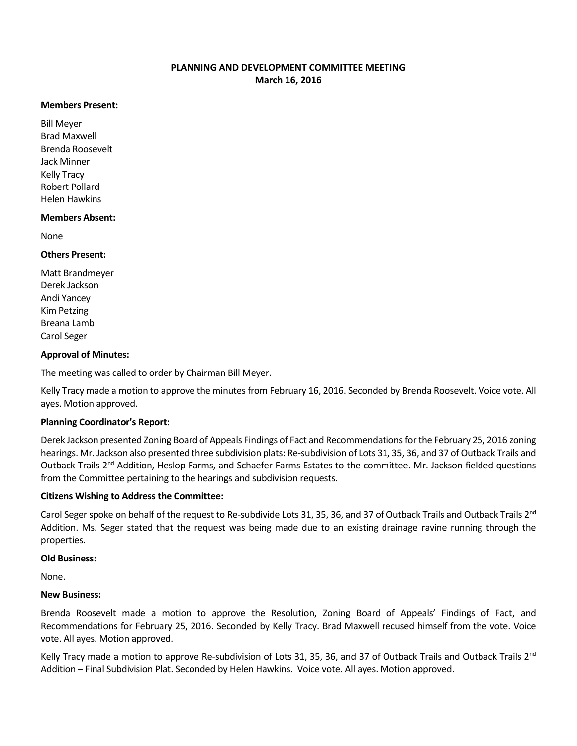# PLANNING AND DEVELOPMENT COMMITTEE MEETING
**March 16, 2016**

**Members Present:**

Bill Meyer
Brad Maxwell
Brenda Roosevelt
Jack Minner
Kelly Tracy
Robert Pollard
Helen Hawkins

**Members Absent:**

None

**Others Present:**

Matt Brandmeyer
Derek Jackson
Andi Yancey
Kim Petzing
Breana Lamb
Carol Seger

**Approval of Minutes:**

The meeting was called to order by Chairman Bill Meyer.

Kelly Tracy made a motion to approve the minutes from February 16, 2016. Seconded by Brenda Roosevelt. Voice vote. All ayes. Motion approved.

**Planning Coordinator's Report:**

Derek Jackson presented Zoning Board of Appeals Findings of Fact and Recommendations for the February 25, 2016 zoning hearings. Mr. Jackson also presented three subdivision plats: Re-subdivision of Lots 31, 35, 36, and 37 of Outback Trails and Outback Trails 2nd Addition, Heslop Farms, and Schaefer Farms Estates to the committee. Mr. Jackson fielded questions from the Committee pertaining to the hearings and subdivision requests.

**Citizens Wishing to Address the Committee:**

Carol Seger spoke on behalf of the request to Re-subdivide Lots 31, 35, 36, and 37 of Outback Trails and Outback Trails 2nd Addition. Ms. Seger stated that the request was being made due to an existing drainage ravine running through the properties.

**Old Business:**

None.

**New Business:**

Brenda Roosevelt made a motion to approve the Resolution, Zoning Board of Appeals' Findings of Fact, and Recommendations for February 25, 2016. Seconded by Kelly Tracy. Brad Maxwell recused himself from the vote. Voice vote. All ayes. Motion approved.

Kelly Tracy made a motion to approve Re-subdivision of Lots 31, 35, 36, and 37 of Outback Trails and Outback Trails 2nd Addition – Final Subdivision Plat. Seconded by Helen Hawkins. Voice vote. All ayes. Motion approved.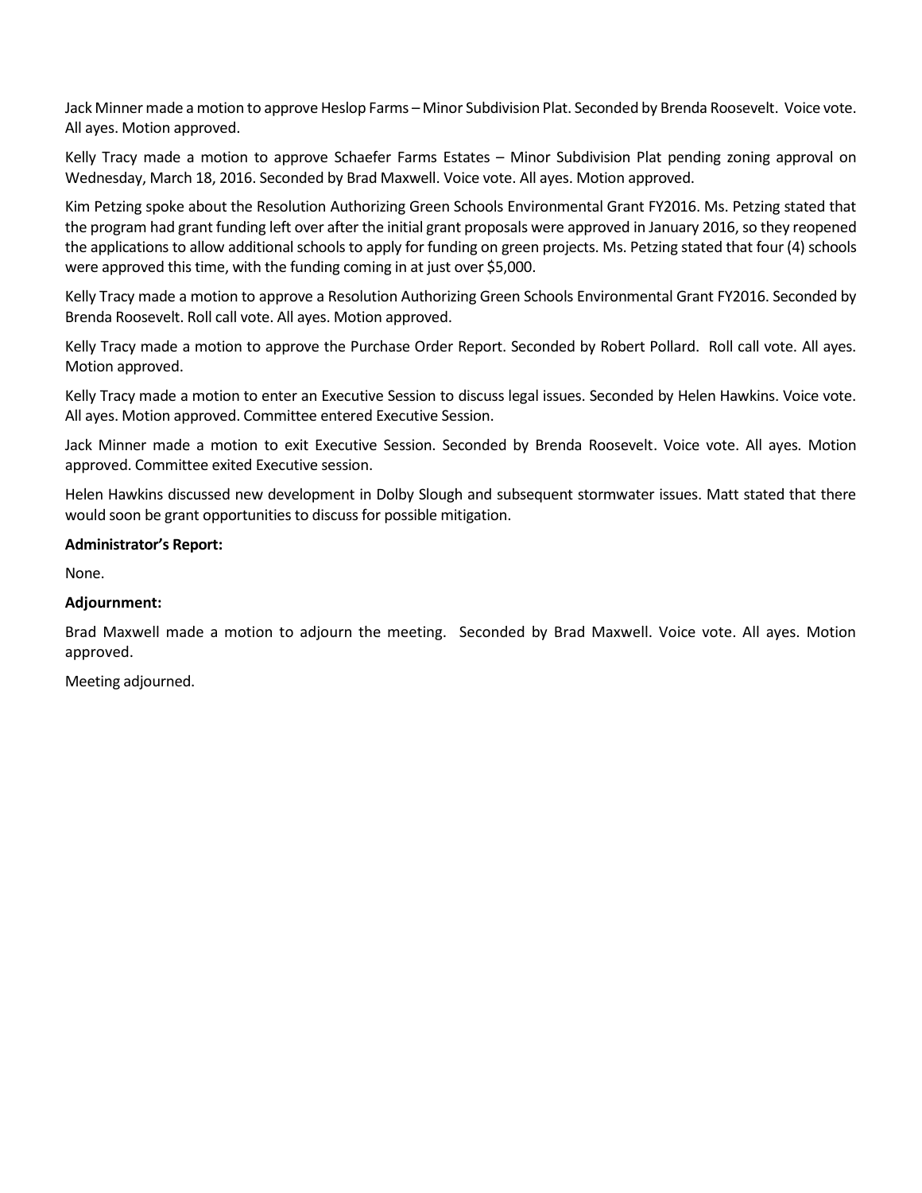Jack Minner made a motion to approve Heslop Farms – Minor Subdivision Plat. Seconded by Brenda Roosevelt. Voice vote. All ayes. Motion approved.

Kelly Tracy made a motion to approve Schaefer Farms Estates – Minor Subdivision Plat pending zoning approval on Wednesday, March 18, 2016. Seconded by Brad Maxwell. Voice vote. All ayes. Motion approved.

Kim Petzing spoke about the Resolution Authorizing Green Schools Environmental Grant FY2016. Ms. Petzing stated that the program had grant funding left over after the initial grant proposals were approved in January 2016, so they reopened the applications to allow additional schools to apply for funding on green projects. Ms. Petzing stated that four (4) schools were approved this time, with the funding coming in at just over $5,000.

Kelly Tracy made a motion to approve a Resolution Authorizing Green Schools Environmental Grant FY2016. Seconded by Brenda Roosevelt. Roll call vote. All ayes. Motion approved.

Kelly Tracy made a motion to approve the Purchase Order Report. Seconded by Robert Pollard. Roll call vote. All ayes. Motion approved.

Kelly Tracy made a motion to enter an Executive Session to discuss legal issues. Seconded by Helen Hawkins. Voice vote. All ayes. Motion approved. Committee entered Executive Session.

Jack Minner made a motion to exit Executive Session. Seconded by Brenda Roosevelt. Voice vote. All ayes. Motion approved. Committee exited Executive session.

Helen Hawkins discussed new development in Dolby Slough and subsequent stormwater issues. Matt stated that there would soon be grant opportunities to discuss for possible mitigation.

**Administrator's Report:**

None.

**Adjournment:**

Brad Maxwell made a motion to adjourn the meeting. Seconded by Brad Maxwell. Voice vote. All ayes. Motion approved.

Meeting adjourned.